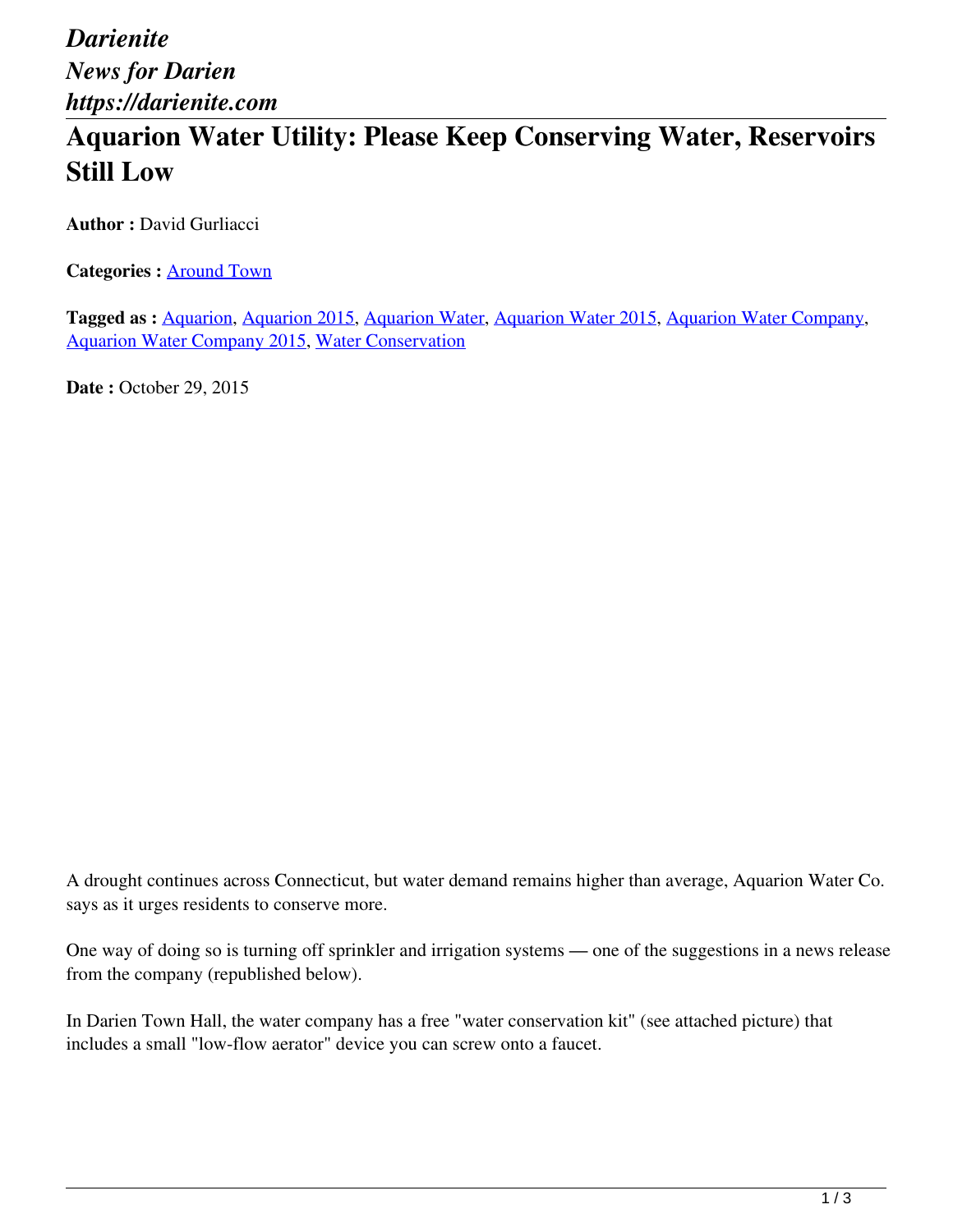*Darienite*
*News for Darien*
*https://darienite.com*

# Aquarion Water Utility: Please Keep Conserving Water, Reservoirs Still Low

**Author :** David Gurliacci

**Categories :** Around Town

**Tagged as :** Aquarion, Aquarion 2015, Aquarion Water, Aquarion Water 2015, Aquarion Water Company, Aquarion Water Company 2015, Water Conservation

**Date :** October 29, 2015

A drought continues across Connecticut, but water demand remains higher than average, Aquarion Water Co. says as it urges residents to conserve more.

One way of doing so is turning off sprinkler and irrigation systems — one of the suggestions in a news release from the company (republished below).

In Darien Town Hall, the water company has a free "water conservation kit" (see attached picture) that includes a small "low-flow aerator" device you can screw onto a faucet.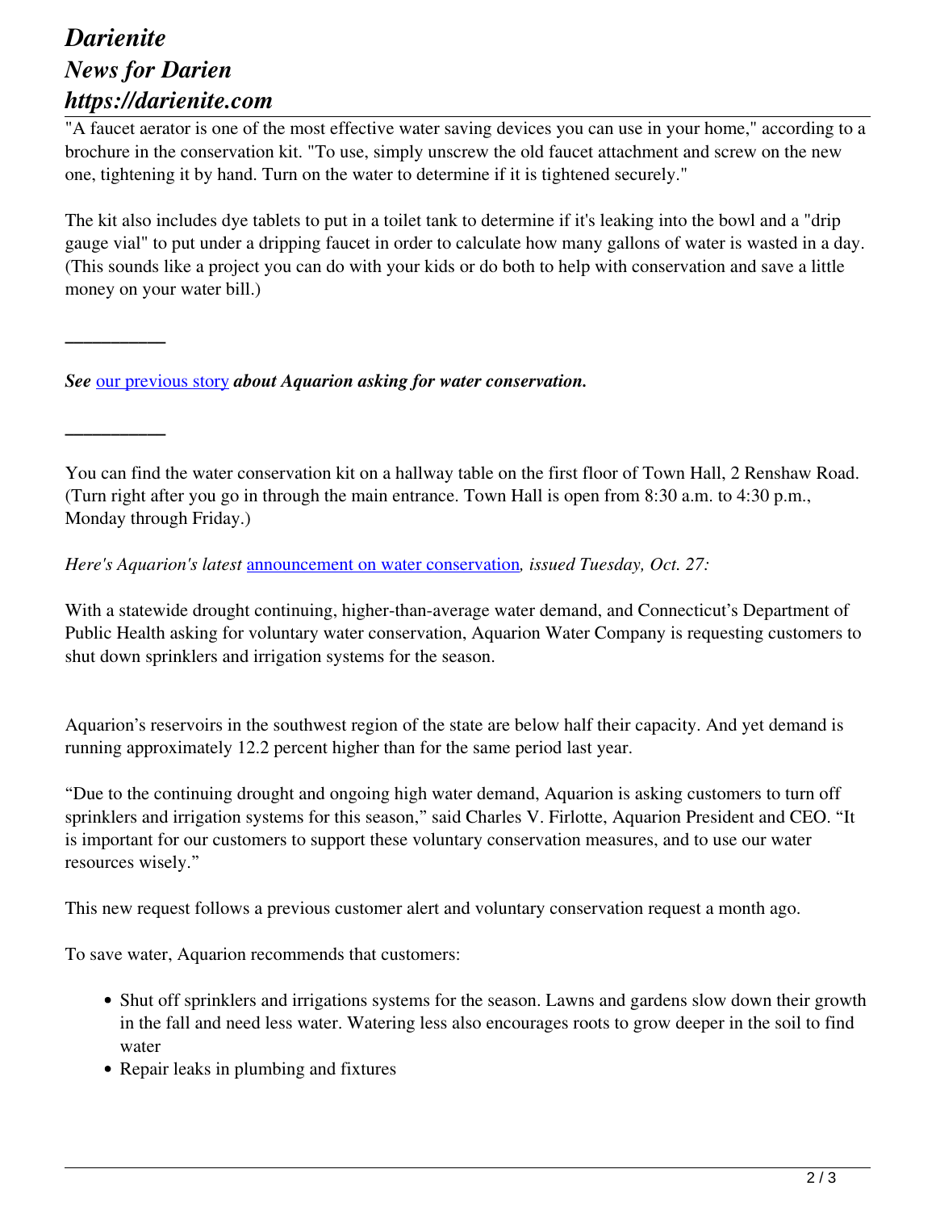"A faucet aerator is one of the most effective water saving devices you can use in your home," according to a brochure in the conservation kit. "To use, simply unscrew the old faucet attachment and screw on the new one, tightening it by hand. Turn on the water to determine if it is tightened securely."

The kit also includes dye tablets to put in a toilet tank to determine if it's leaking into the bowl and a "drip gauge vial" to put under a dripping faucet in order to calculate how many gallons of water is wasted in a day. (This sounds like a project you can do with your kids or do both to help with conservation and save a little money on your water bill.)

**—————**

***See*** [our previous story](#) ***about Aquarion asking for water conservation.***

**—————**

You can find the water conservation kit on a hallway table on the first floor of Town Hall, 2 Renshaw Road. (Turn right after you go in through the main entrance. Town Hall is open from 8:30 a.m. to 4:30 p.m., Monday through Friday.)

*Here's Aquarion's latest* [announcement on water conservation](#)*, issued Tuesday, Oct. 27:*

With a statewide drought continuing, higher-than-average water demand, and Connecticut's Department of Public Health asking for voluntary water conservation, Aquarion Water Company is requesting customers to shut down sprinklers and irrigation systems for the season.

Aquarion's reservoirs in the southwest region of the state are below half their capacity. And yet demand is running approximately 12.2 percent higher than for the same period last year.

"Due to the continuing drought and ongoing high water demand, Aquarion is asking customers to turn off sprinklers and irrigation systems for this season," said Charles V. Firlotte, Aquarion President and CEO. "It is important for our customers to support these voluntary conservation measures, and to use our water resources wisely."

This new request follows a previous customer alert and voluntary conservation request a month ago.

To save water, Aquarion recommends that customers:

- Shut off sprinklers and irrigations systems for the season. Lawns and gardens slow down their growth in the fall and need less water. Watering less also encourages roots to grow deeper in the soil to find water
- Repair leaks in plumbing and fixtures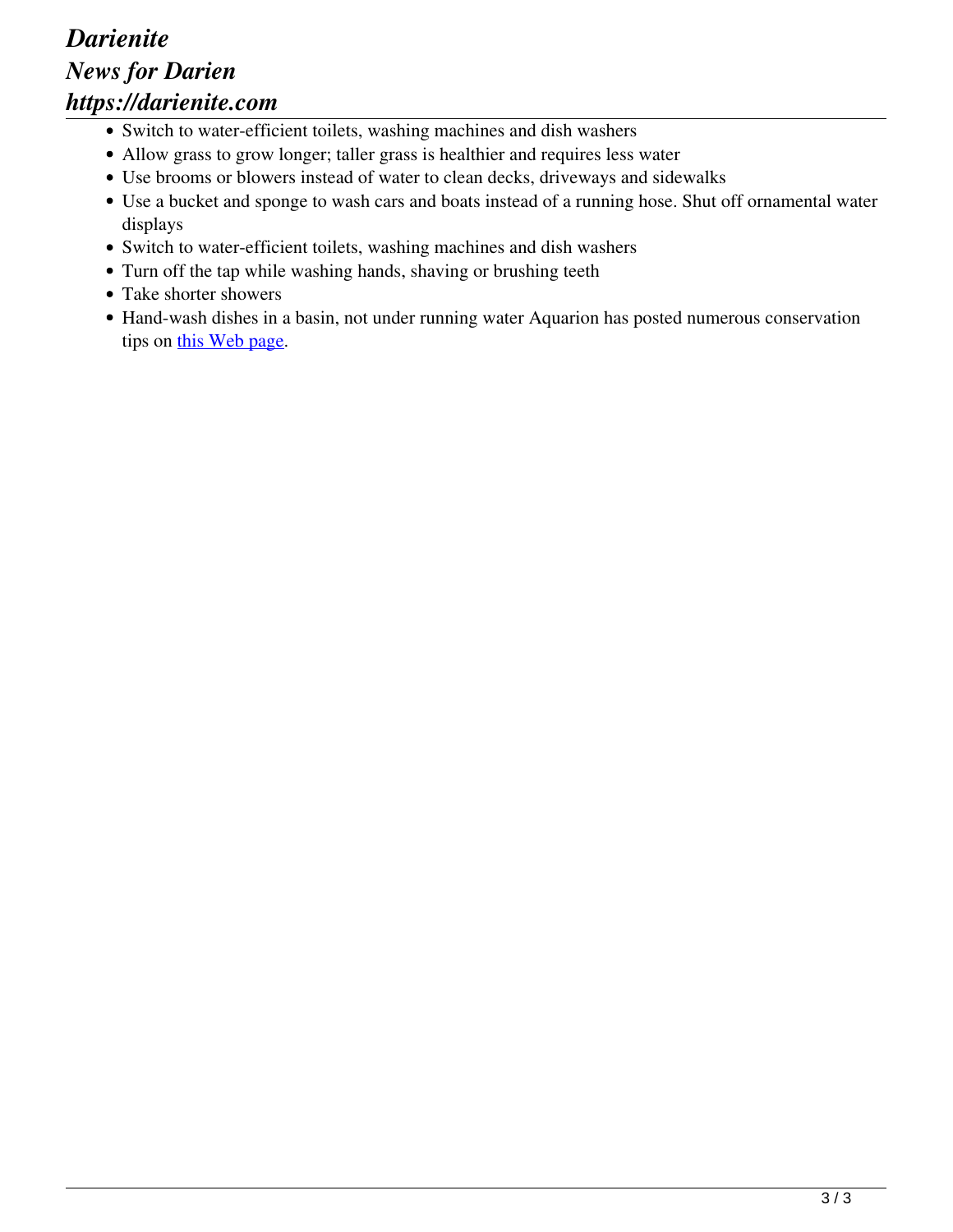- Switch to water-efficient toilets, washing machines and dish washers
- Allow grass to grow longer; taller grass is healthier and requires less water
- Use brooms or blowers instead of water to clean decks, driveways and sidewalks
- Use a bucket and sponge to wash cars and boats instead of a running hose. Shut off ornamental water displays
- Switch to water-efficient toilets, washing machines and dish washers
- Turn off the tap while washing hands, shaving or brushing teeth
- Take shorter showers
- Hand-wash dishes in a basin, not under running water Aquarion has posted numerous conservation tips on this Web page.